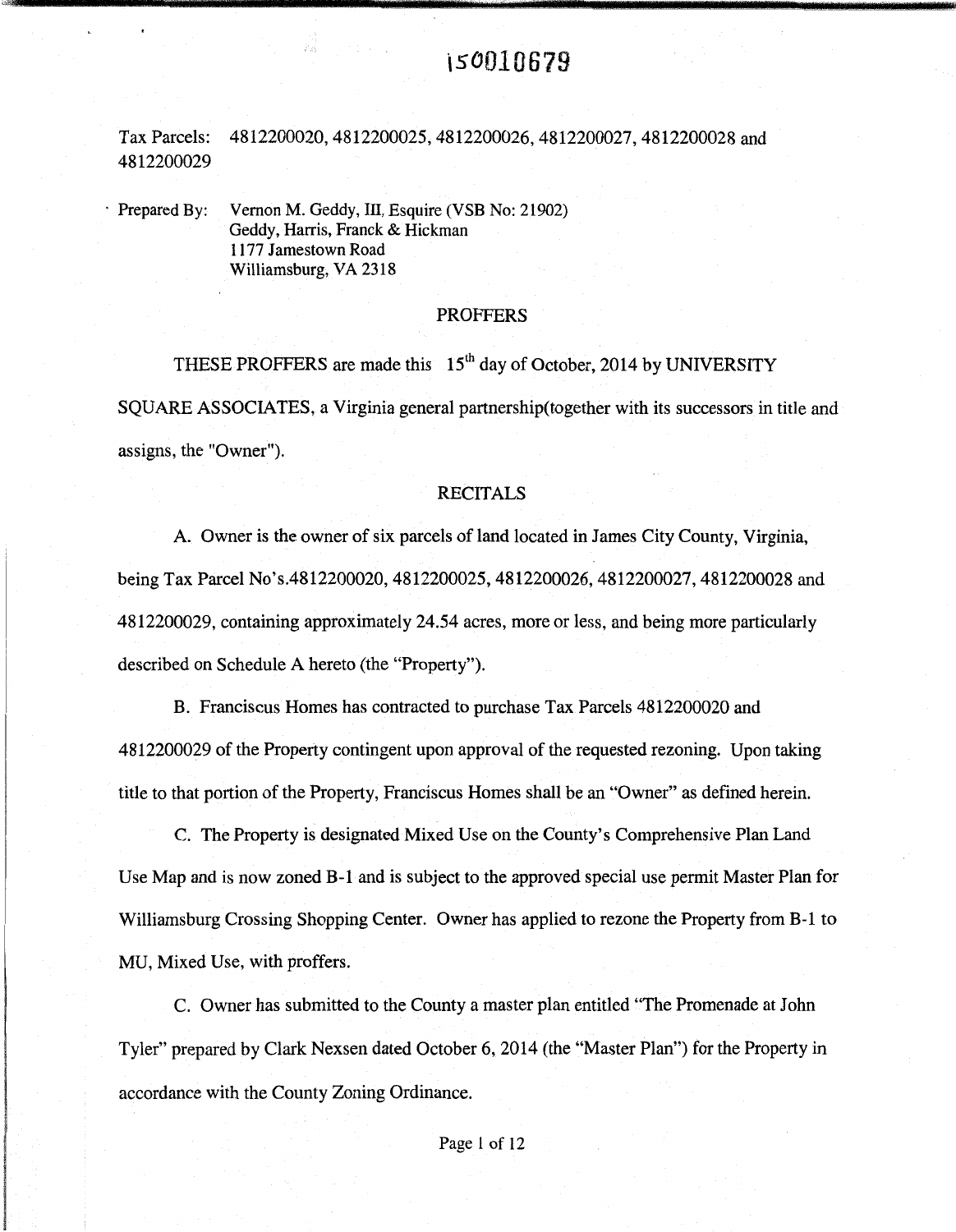150010679

Tax Parcels: 4812200020, 4812200025, 4812200026, 4812200027, 4812200028 and 4812200029

Prepared By: Vernon M. Geddy, III, Esquire (VSB No: 21902)
Geddy, Harris, Franck & Hickman
1177 Jamestown Road
Williamsburg, VA 2318

## PROFFERS

THESE PROFFERS are made this 15th day of October, 2014 by UNIVERSITY SQUARE ASSOCIATES, a Virginia general partnership(together with its successors in title and assigns, the "Owner").

## RECITALS

A. Owner is the owner of six parcels of land located in James City County, Virginia, being Tax Parcel No's.4812200020, 4812200025, 4812200026, 4812200027, 4812200028 and 4812200029, containing approximately 24.54 acres, more or less, and being more particularly described on Schedule A hereto (the "Property").

B. Franciscus Homes has contracted to purchase Tax Parcels 4812200020 and 4812200029 of the Property contingent upon approval of the requested rezoning. Upon taking title to that portion of the Property, Franciscus Homes shall be an "Owner" as defined herein.

C. The Property is designated Mixed Use on the County's Comprehensive Plan Land Use Map and is now zoned B-1 and is subject to the approved special use permit Master Plan for Williamsburg Crossing Shopping Center. Owner has applied to rezone the Property from B-1 to MU, Mixed Use, with proffers.

C. Owner has submitted to the County a master plan entitled "The Promenade at John Tyler" prepared by Clark Nexsen dated October 6, 2014 (the "Master Plan") for the Property in accordance with the County Zoning Ordinance.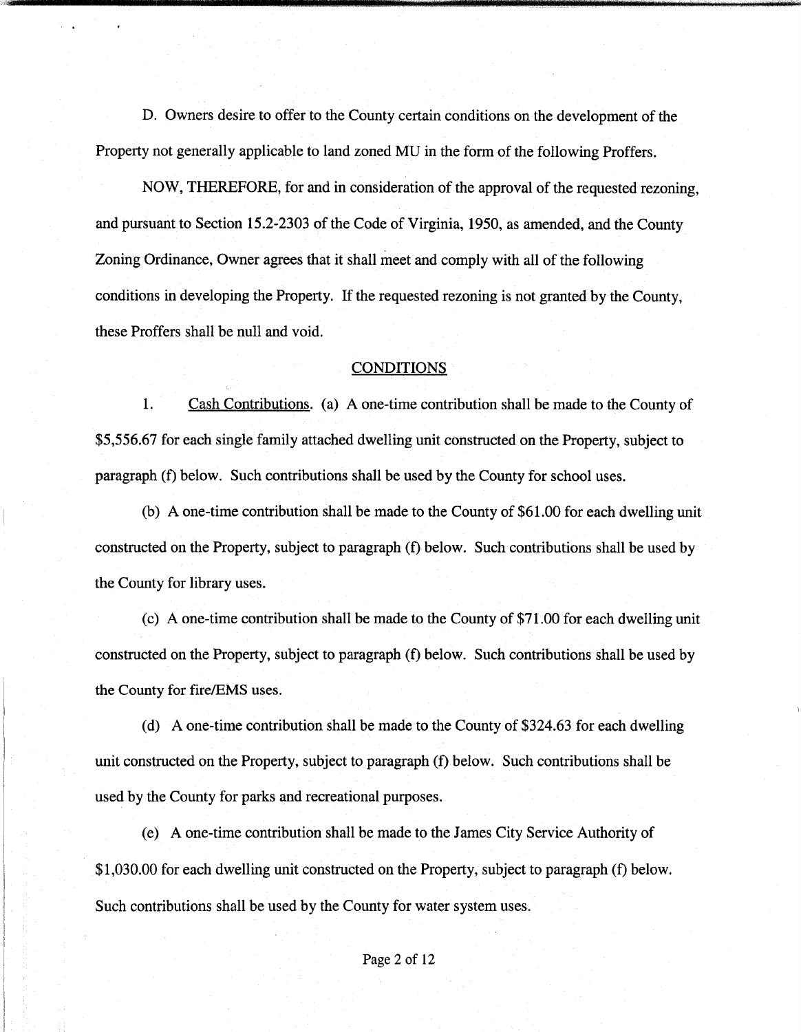D. Owners desire to offer to the County certain conditions on the development of the Property not generally applicable to land zoned MU in the form of the following Proffers.

NOW, THEREFORE, for and in consideration of the approval of the requested rezoning, and pursuant to Section 15.2-2303 of the Code of Virginia, 1950, as amended, and the County Zoning Ordinance, Owner agrees that it shall meet and comply with all of the following conditions in developing the Property. If the requested rezoning is not granted by the County, these Proffers shall be null and void.

## CONDITIONS

1. Cash Contributions. (a) A one-time contribution shall be made to the County of $5,556.67 for each single family attached dwelling unit constructed on the Property, subject to paragraph (f) below. Such contributions shall be used by the County for school uses.

(b) A one-time contribution shall be made to the County of $61.00 for each dwelling unit constructed on the Property, subject to paragraph (f) below. Such contributions shall be used by the County for library uses.

(c) A one-time contribution shall be made to the County of $71.00 for each dwelling unit constructed on the Property, subject to paragraph (f) below. Such contributions shall be used by the County for fire/EMS uses.

(d) A one-time contribution shall be made to the County of $324.63 for each dwelling unit constructed on the Property, subject to paragraph (f) below. Such contributions shall be used by the County for parks and recreational purposes.

(e) A one-time contribution shall be made to the James City Service Authority of $1,030.00 for each dwelling unit constructed on the Property, subject to paragraph (f) below. Such contributions shall be used by the County for water system uses.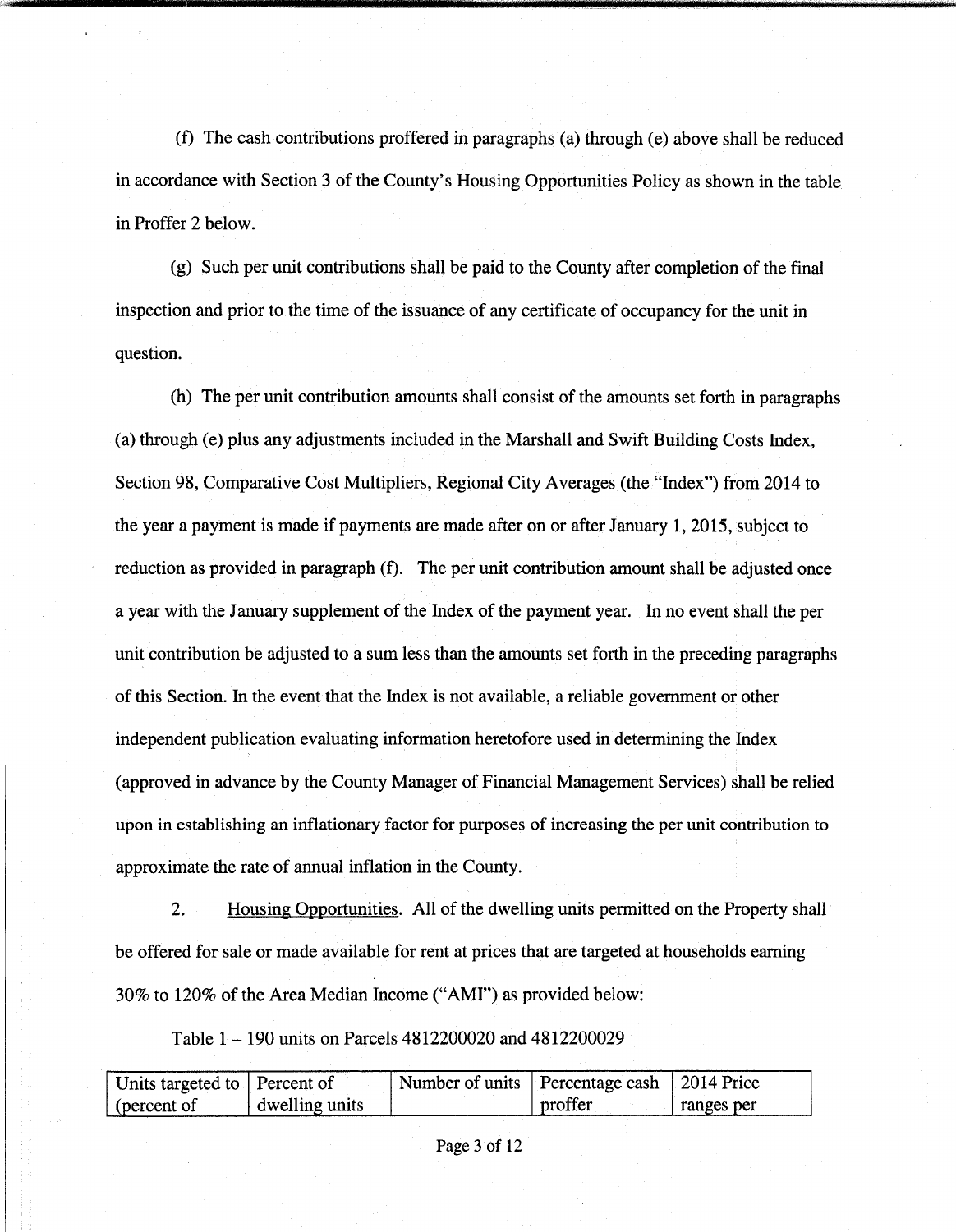(f) The cash contributions proffered in paragraphs (a) through (e) above shall be reduced in accordance with Section 3 of the County's Housing Opportunities Policy as shown in the table in Proffer 2 below.

(g) Such per unit contributions shall be paid to the County after completion of the final inspection and prior to the time of the issuance of any certificate of occupancy for the unit in question.

(h) The per unit contribution amounts shall consist of the amounts set forth in paragraphs (a) through (e) plus any adjustments included in the Marshall and Swift Building Costs Index, Section 98, Comparative Cost Multipliers, Regional City Averages (the "Index") from 2014 to the year a payment is made if payments are made after on or after January 1, 2015, subject to reduction as provided in paragraph (f). The per unit contribution amount shall be adjusted once a year with the January supplement of the Index of the payment year. In no event shall the per unit contribution be adjusted to a sum less than the amounts set forth in the preceding paragraphs of this Section. In the event that the Index is not available, a reliable government or other independent publication evaluating information heretofore used in determining the Index (approved in advance by the County Manager of Financial Management Services) shall be relied upon in establishing an inflationary factor for purposes of increasing the per unit contribution to approximate the rate of annual inflation in the County.

2. Housing Opportunities. All of the dwelling units permitted on the Property shall be offered for sale or made available for rent at prices that are targeted at households earning 30% to 120% of the Area Median Income ("AMI") as provided below:

Table 1 – 190 units on Parcels 4812200020 and 4812200029

| Units targeted to (percent of | Percent of dwelling units | Number of units | Percentage cash proffer | 2014 Price ranges per |
|---|---|---|---|---|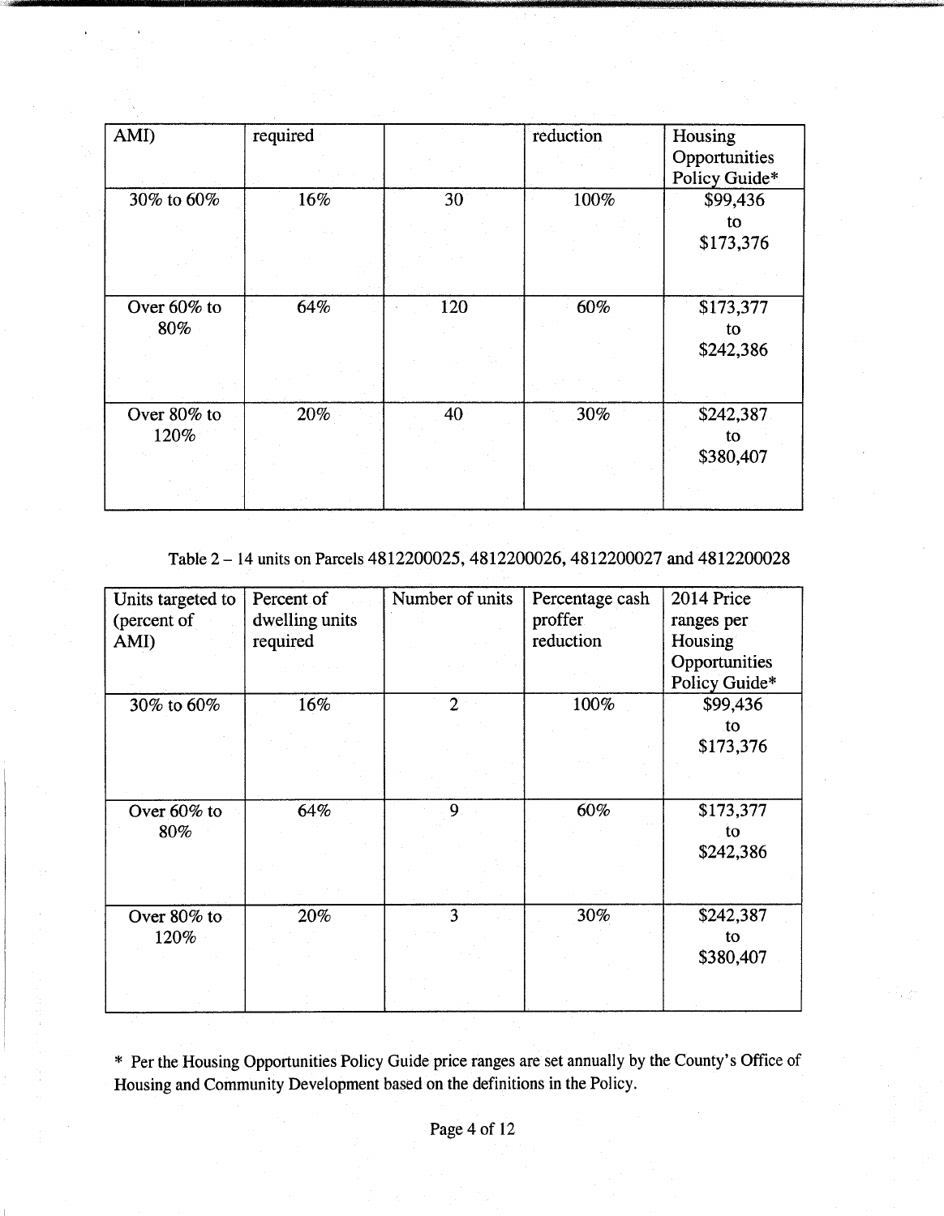| AMI) | required | | reduction | Housing Opportunities Policy Guide* |
|---|---|---|---|---|
| 30% to 60% | 16% | 30 | 100% | $99,436 to $173,376 |
| Over 60% to 80% | 64% | 120 | 60% | $173,377 to $242,386 |
| Over 80% to 120% | 20% | 40 | 30% | $242,387 to $380,407 |

Table 2 – 14 units on Parcels 4812200025, 4812200026, 4812200027 and 4812200028

| Units targeted to (percent of AMI) | Percent of dwelling units required | Number of units | Percentage cash proffer reduction | 2014 Price ranges per Housing Opportunities Policy Guide* |
|---|---|---|---|---|
| 30% to 60% | 16% | 2 | 100% | $99,436 to $173,376 |
| Over 60% to 80% | 64% | 9 | 60% | $173,377 to $242,386 |
| Over 80% to 120% | 20% | 3 | 30% | $242,387 to $380,407 |

* Per the Housing Opportunities Policy Guide price ranges are set annually by the County's Office of Housing and Community Development based on the definitions in the Policy.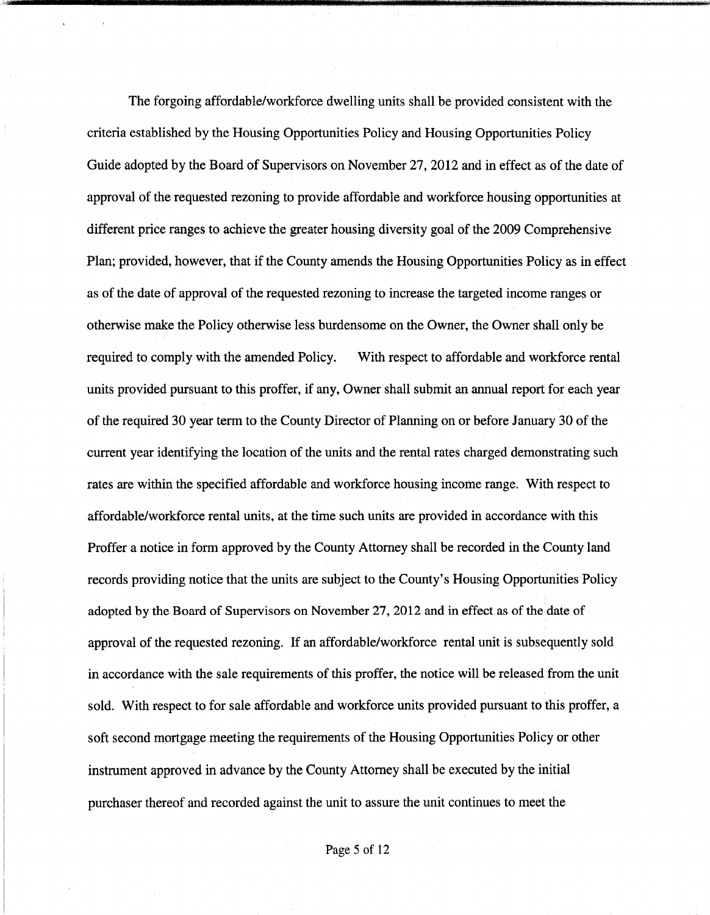The forgoing affordable/workforce dwelling units shall be provided consistent with the criteria established by the Housing Opportunities Policy and Housing Opportunities Policy Guide adopted by the Board of Supervisors on November 27, 2012 and in effect as of the date of approval of the requested rezoning to provide affordable and workforce housing opportunities at different price ranges to achieve the greater housing diversity goal of the 2009 Comprehensive Plan; provided, however, that if the County amends the Housing Opportunities Policy as in effect as of the date of approval of the requested rezoning to increase the targeted income ranges or otherwise make the Policy otherwise less burdensome on the Owner, the Owner shall only be required to comply with the amended Policy. With respect to affordable and workforce rental units provided pursuant to this proffer, if any, Owner shall submit an annual report for each year of the required 30 year term to the County Director of Planning on or before January 30 of the current year identifying the location of the units and the rental rates charged demonstrating such rates are within the specified affordable and workforce housing income range. With respect to affordable/workforce rental units, at the time such units are provided in accordance with this Proffer a notice in form approved by the County Attorney shall be recorded in the County land records providing notice that the units are subject to the County's Housing Opportunities Policy adopted by the Board of Supervisors on November 27, 2012 and in effect as of the date of approval of the requested rezoning. If an affordable/workforce rental unit is subsequently sold in accordance with the sale requirements of this proffer, the notice will be released from the unit sold. With respect to for sale affordable and workforce units provided pursuant to this proffer, a soft second mortgage meeting the requirements of the Housing Opportunities Policy or other instrument approved in advance by the County Attorney shall be executed by the initial purchaser thereof and recorded against the unit to assure the unit continues to meet the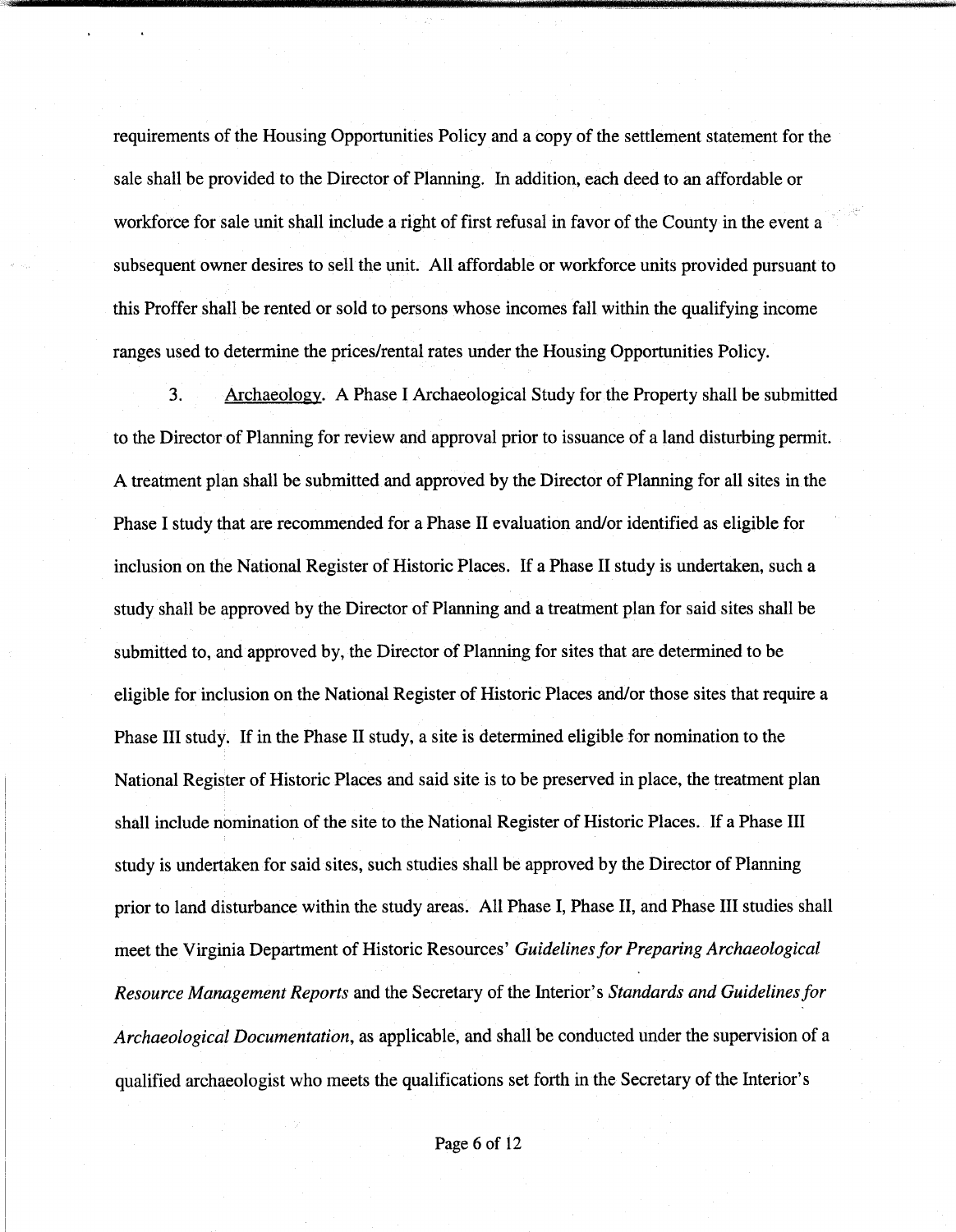requirements of the Housing Opportunities Policy and a copy of the settlement statement for the sale shall be provided to the Director of Planning. In addition, each deed to an affordable or workforce for sale unit shall include a right of first refusal in favor of the County in the event a subsequent owner desires to sell the unit. All affordable or workforce units provided pursuant to this Proffer shall be rented or sold to persons whose incomes fall within the qualifying income ranges used to determine the prices/rental rates under the Housing Opportunities Policy.

3. Archaeology. A Phase I Archaeological Study for the Property shall be submitted to the Director of Planning for review and approval prior to issuance of a land disturbing permit. A treatment plan shall be submitted and approved by the Director of Planning for all sites in the Phase I study that are recommended for a Phase II evaluation and/or identified as eligible for inclusion on the National Register of Historic Places. If a Phase II study is undertaken, such a study shall be approved by the Director of Planning and a treatment plan for said sites shall be submitted to, and approved by, the Director of Planning for sites that are determined to be eligible for inclusion on the National Register of Historic Places and/or those sites that require a Phase III study. If in the Phase II study, a site is determined eligible for nomination to the National Register of Historic Places and said site is to be preserved in place, the treatment plan shall include nomination of the site to the National Register of Historic Places. If a Phase III study is undertaken for said sites, such studies shall be approved by the Director of Planning prior to land disturbance within the study areas. All Phase I, Phase II, and Phase III studies shall meet the Virginia Department of Historic Resources' *Guidelines for Preparing Archaeological Resource Management Reports* and the Secretary of the Interior's *Standards and Guidelines for Archaeological Documentation*, as applicable, and shall be conducted under the supervision of a qualified archaeologist who meets the qualifications set forth in the Secretary of the Interior's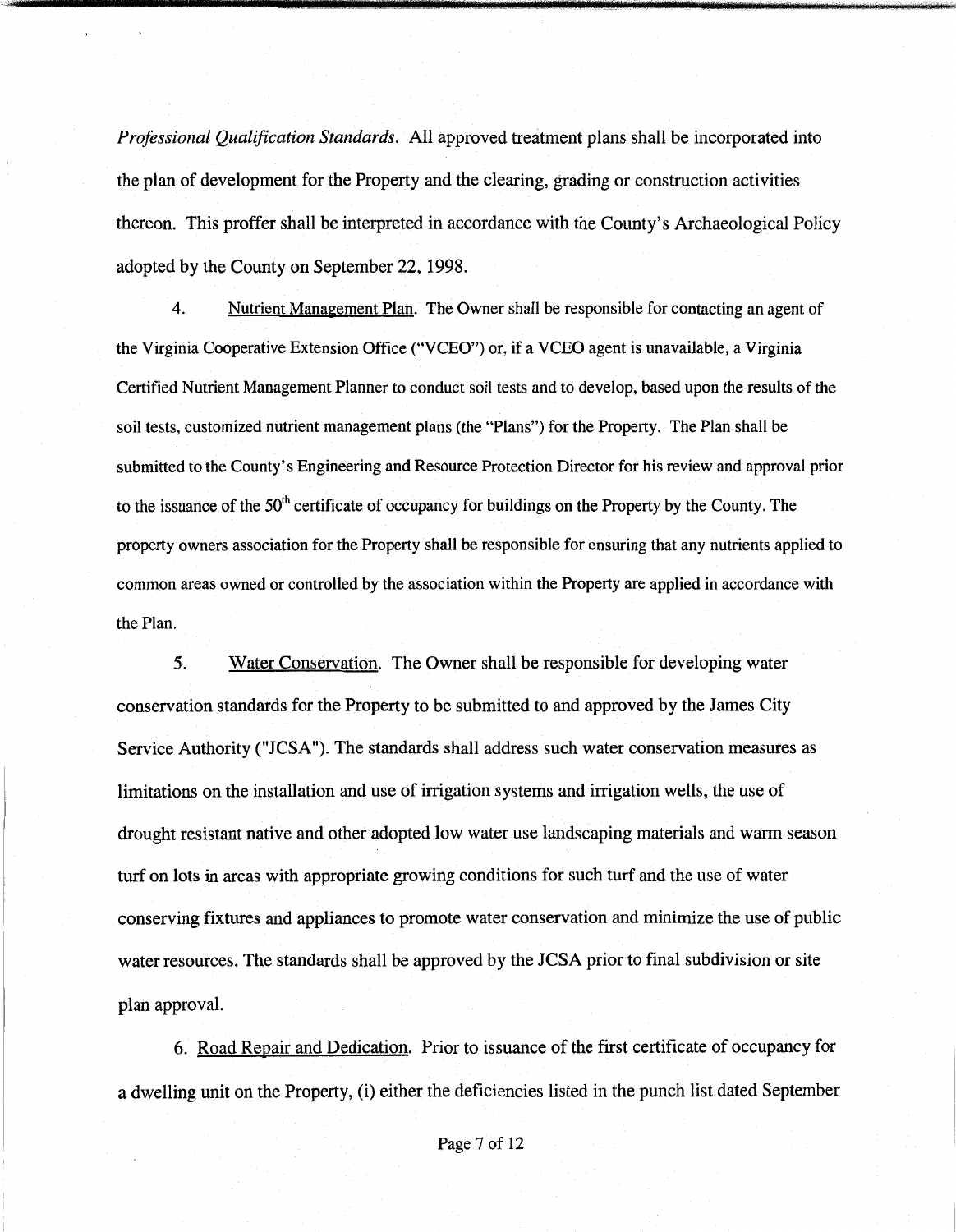*Professional Qualification Standards*. All approved treatment plans shall be incorporated into the plan of development for the Property and the clearing, grading or construction activities thereon. This proffer shall be interpreted in accordance with the County's Archaeological Policy adopted by the County on September 22, 1998.

4. Nutrient Management Plan. The Owner shall be responsible for contacting an agent of the Virginia Cooperative Extension Office ("VCEO") or, if a VCEO agent is unavailable, a Virginia Certified Nutrient Management Planner to conduct soil tests and to develop, based upon the results of the soil tests, customized nutrient management plans (the "Plans") for the Property. The Plan shall be submitted to the County's Engineering and Resource Protection Director for his review and approval prior to the issuance of the 50th certificate of occupancy for buildings on the Property by the County. The property owners association for the Property shall be responsible for ensuring that any nutrients applied to common areas owned or controlled by the association within the Property are applied in accordance with the Plan.

5. Water Conservation. The Owner shall be responsible for developing water conservation standards for the Property to be submitted to and approved by the James City Service Authority ("JCSA"). The standards shall address such water conservation measures as limitations on the installation and use of irrigation systems and irrigation wells, the use of drought resistant native and other adopted low water use landscaping materials and warm season turf on lots in areas with appropriate growing conditions for such turf and the use of water conserving fixtures and appliances to promote water conservation and minimize the use of public water resources. The standards shall be approved by the JCSA prior to final subdivision or site plan approval.

6. Road Repair and Dedication. Prior to issuance of the first certificate of occupancy for a dwelling unit on the Property, (i) either the deficiencies listed in the punch list dated September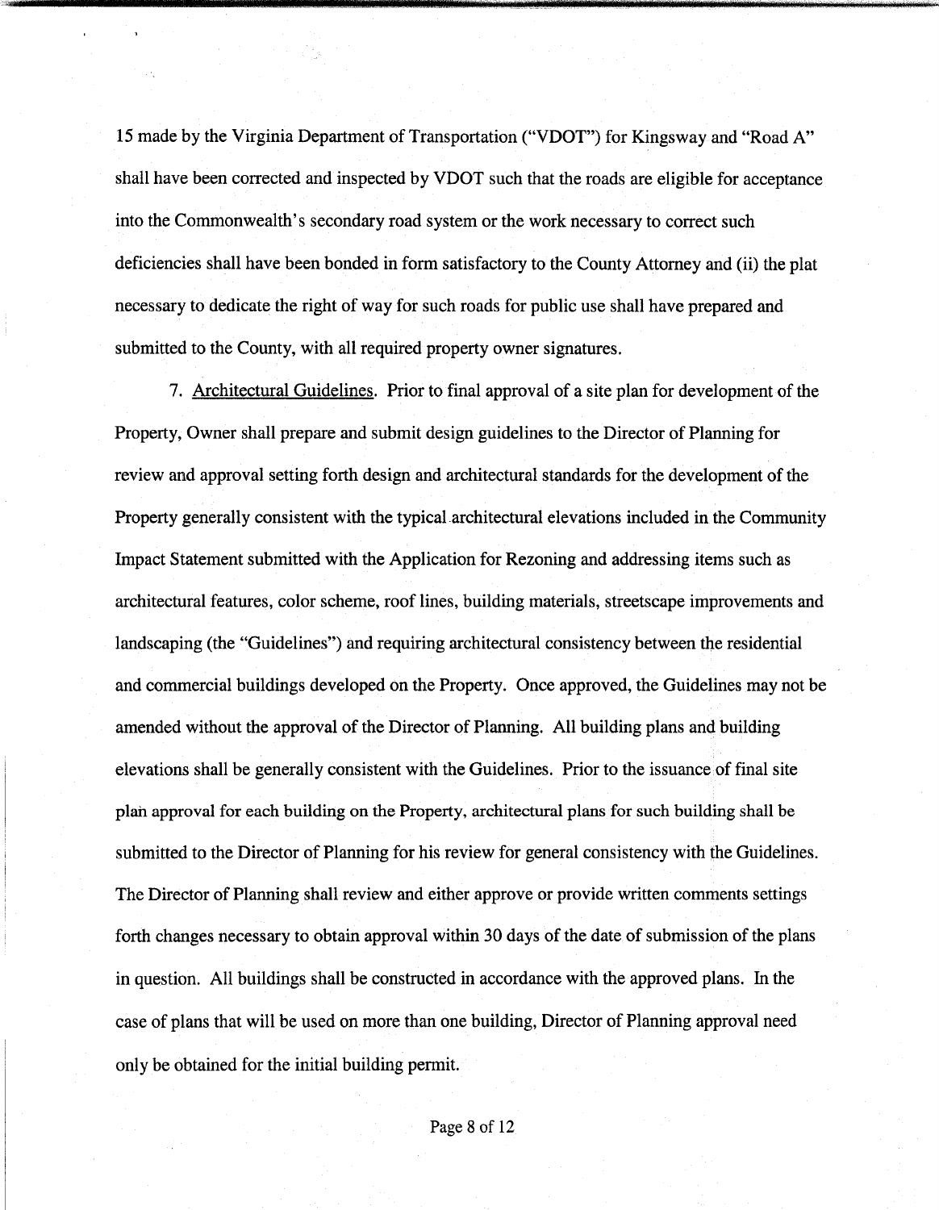15 made by the Virginia Department of Transportation ("VDOT") for Kingsway and "Road A" shall have been corrected and inspected by VDOT such that the roads are eligible for acceptance into the Commonwealth's secondary road system or the work necessary to correct such deficiencies shall have been bonded in form satisfactory to the County Attorney and (ii) the plat necessary to dedicate the right of way for such roads for public use shall have prepared and submitted to the County, with all required property owner signatures.

7. Architectural Guidelines. Prior to final approval of a site plan for development of the Property, Owner shall prepare and submit design guidelines to the Director of Planning for review and approval setting forth design and architectural standards for the development of the Property generally consistent with the typical architectural elevations included in the Community Impact Statement submitted with the Application for Rezoning and addressing items such as architectural features, color scheme, roof lines, building materials, streetscape improvements and landscaping (the "Guidelines") and requiring architectural consistency between the residential and commercial buildings developed on the Property. Once approved, the Guidelines may not be amended without the approval of the Director of Planning. All building plans and building elevations shall be generally consistent with the Guidelines. Prior to the issuance of final site plan approval for each building on the Property, architectural plans for such building shall be submitted to the Director of Planning for his review for general consistency with the Guidelines. The Director of Planning shall review and either approve or provide written comments settings forth changes necessary to obtain approval within 30 days of the date of submission of the plans in question. All buildings shall be constructed in accordance with the approved plans. In the case of plans that will be used on more than one building, Director of Planning approval need only be obtained for the initial building permit.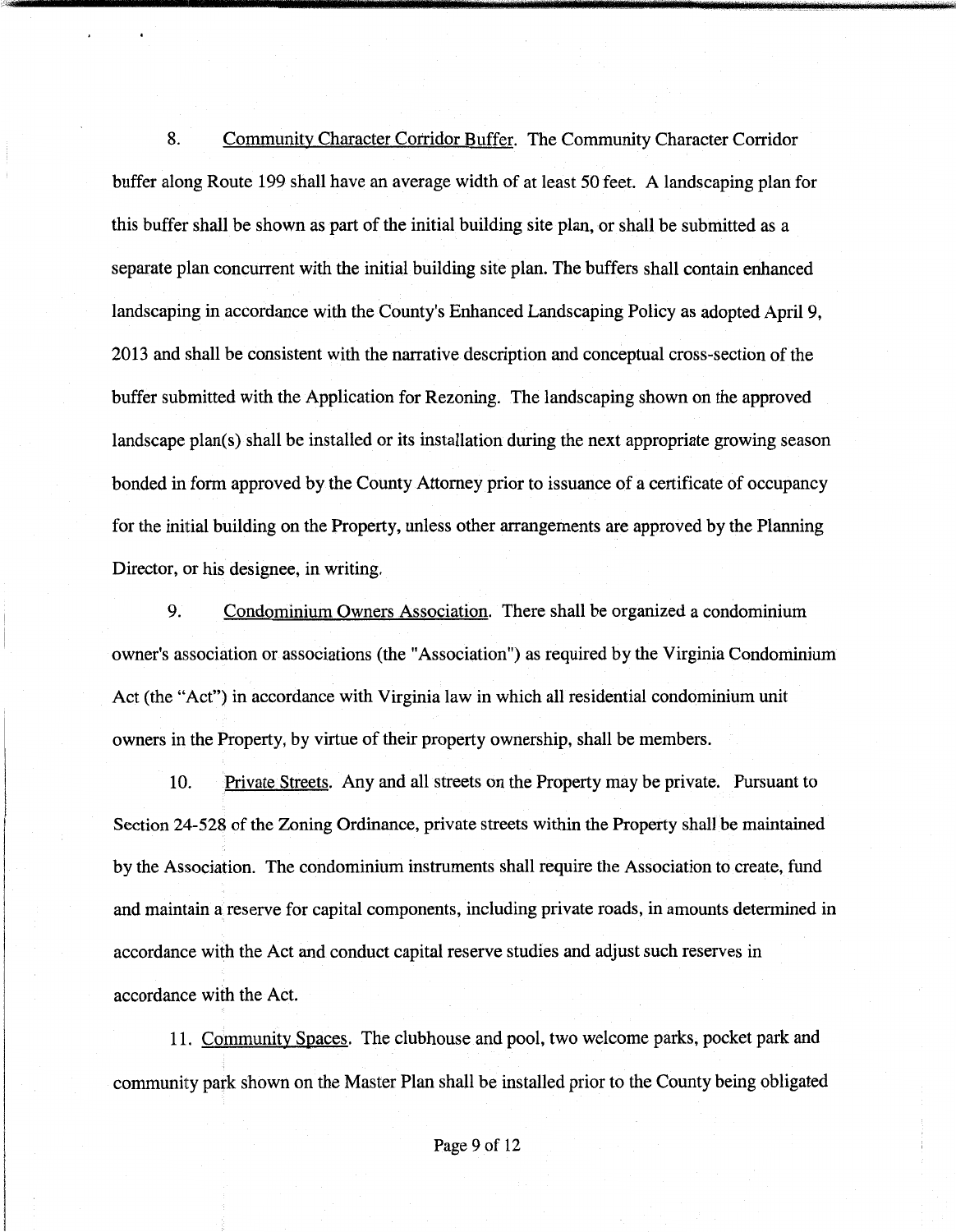8. Community Character Corridor Buffer. The Community Character Corridor buffer along Route 199 shall have an average width of at least 50 feet. A landscaping plan for this buffer shall be shown as part of the initial building site plan, or shall be submitted as a separate plan concurrent with the initial building site plan. The buffers shall contain enhanced landscaping in accordance with the County's Enhanced Landscaping Policy as adopted April 9, 2013 and shall be consistent with the narrative description and conceptual cross-section of the buffer submitted with the Application for Rezoning. The landscaping shown on the approved landscape plan(s) shall be installed or its installation during the next appropriate growing season bonded in form approved by the County Attorney prior to issuance of a certificate of occupancy for the initial building on the Property, unless other arrangements are approved by the Planning Director, or his designee, in writing.

9. Condominium Owners Association. There shall be organized a condominium owner's association or associations (the "Association") as required by the Virginia Condominium Act (the "Act") in accordance with Virginia law in which all residential condominium unit owners in the Property, by virtue of their property ownership, shall be members.

10. Private Streets. Any and all streets on the Property may be private. Pursuant to Section 24-528 of the Zoning Ordinance, private streets within the Property shall be maintained by the Association. The condominium instruments shall require the Association to create, fund and maintain a reserve for capital components, including private roads, in amounts determined in accordance with the Act and conduct capital reserve studies and adjust such reserves in accordance with the Act.

11. Community Spaces. The clubhouse and pool, two welcome parks, pocket park and community park shown on the Master Plan shall be installed prior to the County being obligated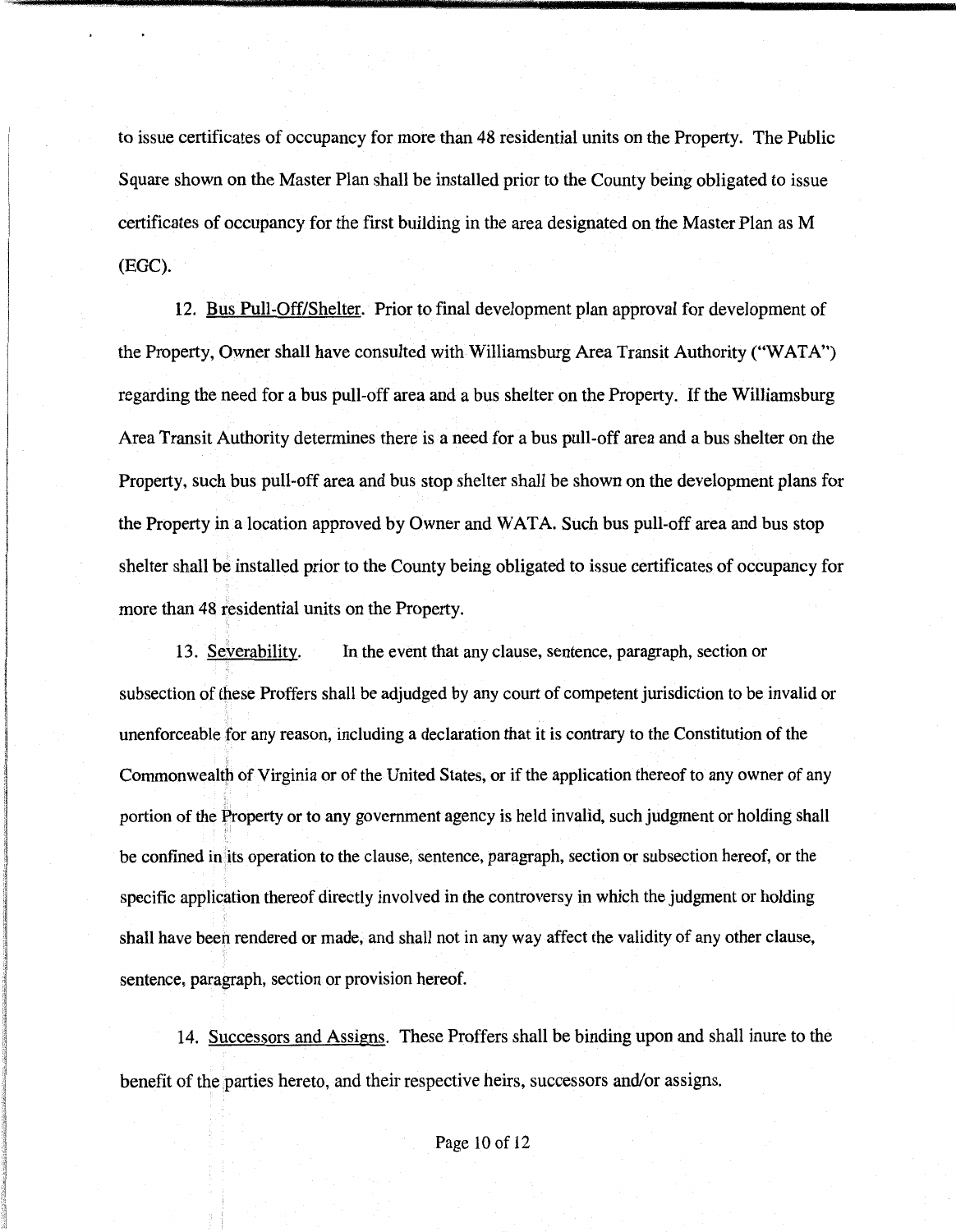to issue certificates of occupancy for more than 48 residential units on the Property. The Public Square shown on the Master Plan shall be installed prior to the County being obligated to issue certificates of occupancy for the first building in the area designated on the Master Plan as M (EGC).

12. Bus Pull-Off/Shelter. Prior to final development plan approval for development of the Property, Owner shall have consulted with Williamsburg Area Transit Authority ("WATA") regarding the need for a bus pull-off area and a bus shelter on the Property. If the Williamsburg Area Transit Authority determines there is a need for a bus pull-off area and a bus shelter on the Property, such bus pull-off area and bus stop shelter shall be shown on the development plans for the Property in a location approved by Owner and WATA. Such bus pull-off area and bus stop shelter shall be installed prior to the County being obligated to issue certificates of occupancy for more than 48 residential units on the Property.

13. Severability. In the event that any clause, sentence, paragraph, section or subsection of these Proffers shall be adjudged by any court of competent jurisdiction to be invalid or unenforceable for any reason, including a declaration that it is contrary to the Constitution of the Commonwealth of Virginia or of the United States, or if the application thereof to any owner of any portion of the Property or to any government agency is held invalid, such judgment or holding shall be confined in its operation to the clause, sentence, paragraph, section or subsection hereof, or the specific application thereof directly involved in the controversy in which the judgment or holding shall have been rendered or made, and shall not in any way affect the validity of any other clause, sentence, paragraph, section or provision hereof.

14. Successors and Assigns. These Proffers shall be binding upon and shall inure to the benefit of the parties hereto, and their respective heirs, successors and/or assigns.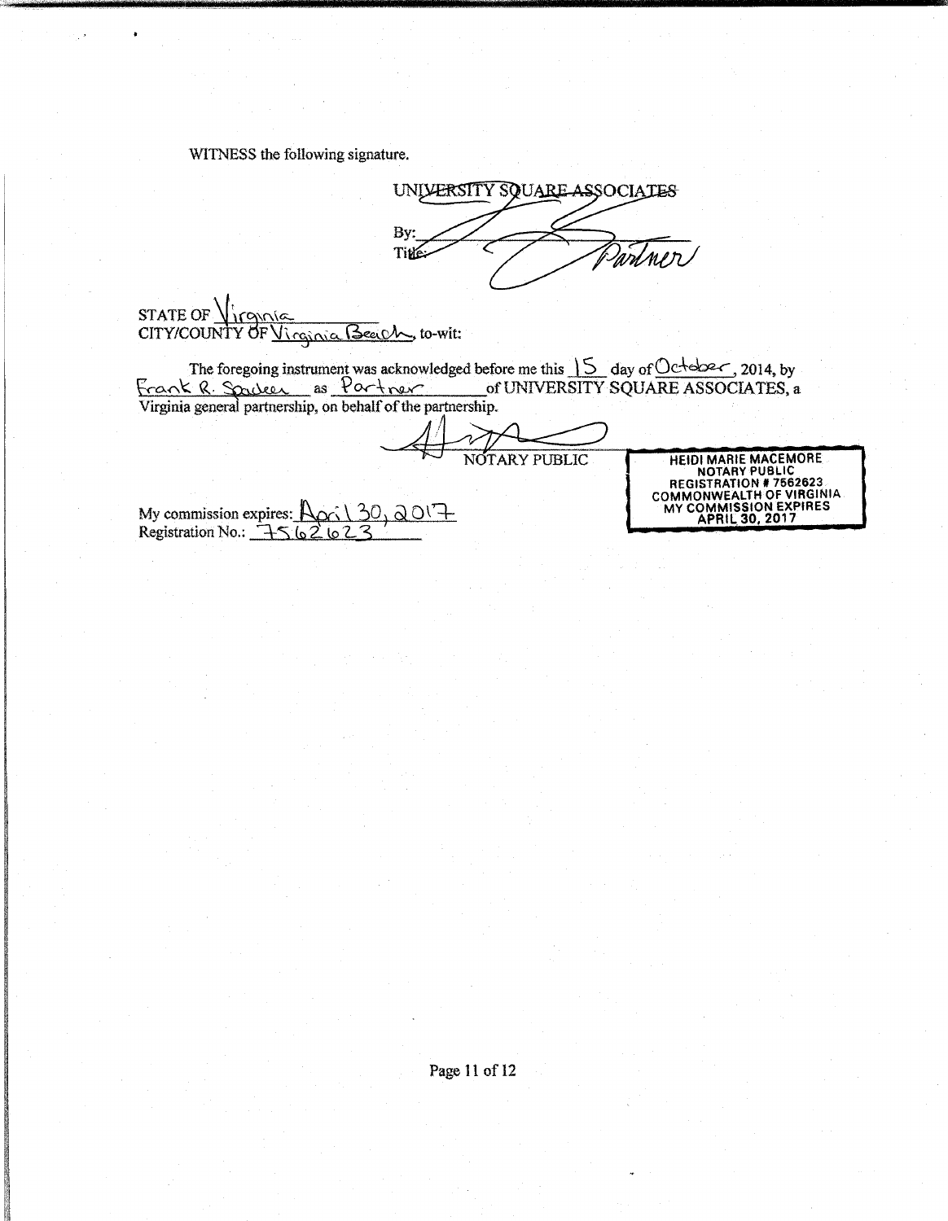WITNESS the following signature.

UNIVERSITY SQUARE ASSOCIATES

By: _______________

Title: Partner

STATE OF Virginia

CITY/COUNTY OF Virginia Beach, to-wit:

The foregoing instrument was acknowledged before me this 15 day of October, 2014, by Frank R. Spadeer as Partner of UNIVERSITY SQUARE ASSOCIATES, a Virginia general partnership, on behalf of the partnership.

_______________

NOTARY PUBLIC

HEIDI MARIE MACEMORE
NOTARY PUBLIC
REGISTRATION # 7562623
COMMONWEALTH OF VIRGINIA
MY COMMISSION EXPIRES
APRIL 30, 2017

My commission expires: April 30, 2017

Registration No.: 7562623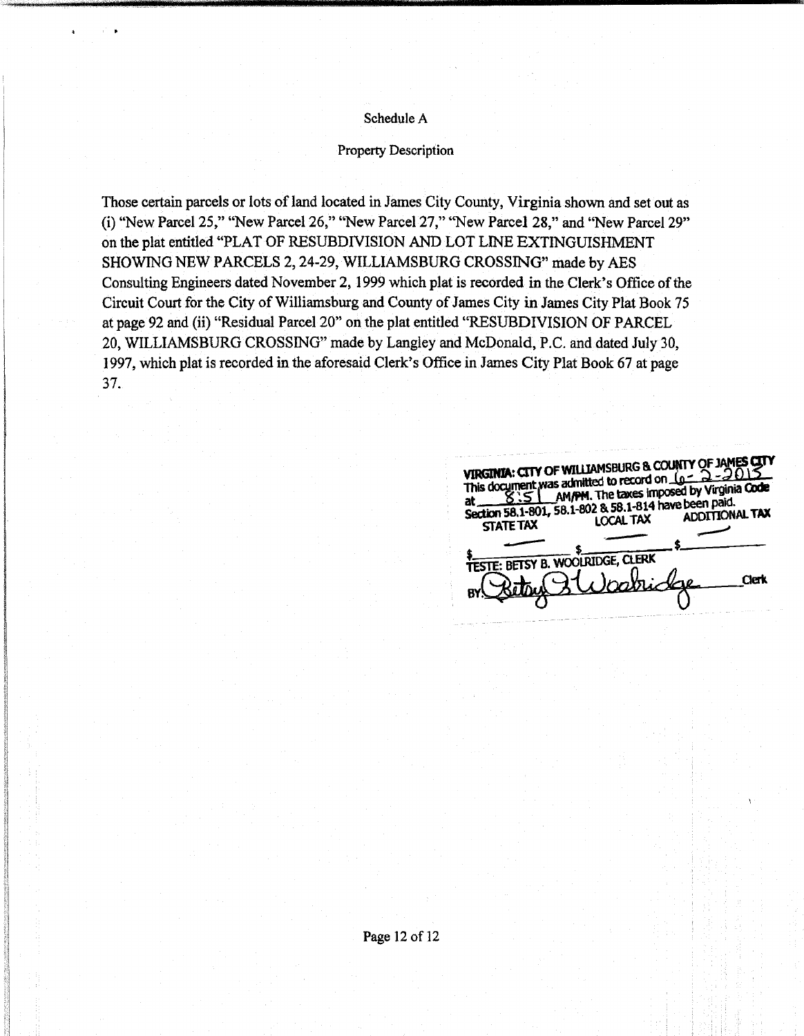# Schedule A

## Property Description

Those certain parcels or lots of land located in James City County, Virginia shown and set out as (i) "New Parcel 25," "New Parcel 26," "New Parcel 27," "New Parcel 28," and "New Parcel 29" on the plat entitled "PLAT OF RESUBDIVISION AND LOT LINE EXTINGUISHMENT SHOWING NEW PARCELS 2, 24-29, WILLIAMSBURG CROSSING" made by AES Consulting Engineers dated November 2, 1999 which plat is recorded in the Clerk's Office of the Circuit Court for the City of Williamsburg and County of James City in James City Plat Book 75 at page 92 and (ii) "Residual Parcel 20" on the plat entitled "RESUBDIVISION OF PARCEL 20, WILLIAMSBURG CROSSING" made by Langley and McDonald, P.C. and dated July 30, 1997, which plat is recorded in the aforesaid Clerk's Office in James City Plat Book 67 at page 37.

VIRGINIA: CITY OF WILLIAMSBURG & COUNTY OF JAMES CITY
This document was admitted to record on 6-2-2015
at 8:51 AM/PM. The taxes imposed by Virginia Code Section 58.1-801, 58.1-802 & 58.1-814 have been paid.

| STATE TAX | LOCAL TAX | ADDITIONAL TAX |
| --- | --- | --- |
| $ — | $ — | $ — |

TESTE: BETSY B. WOOLRIDGE, CLERK
BY: Betsy B. Woolridge Clerk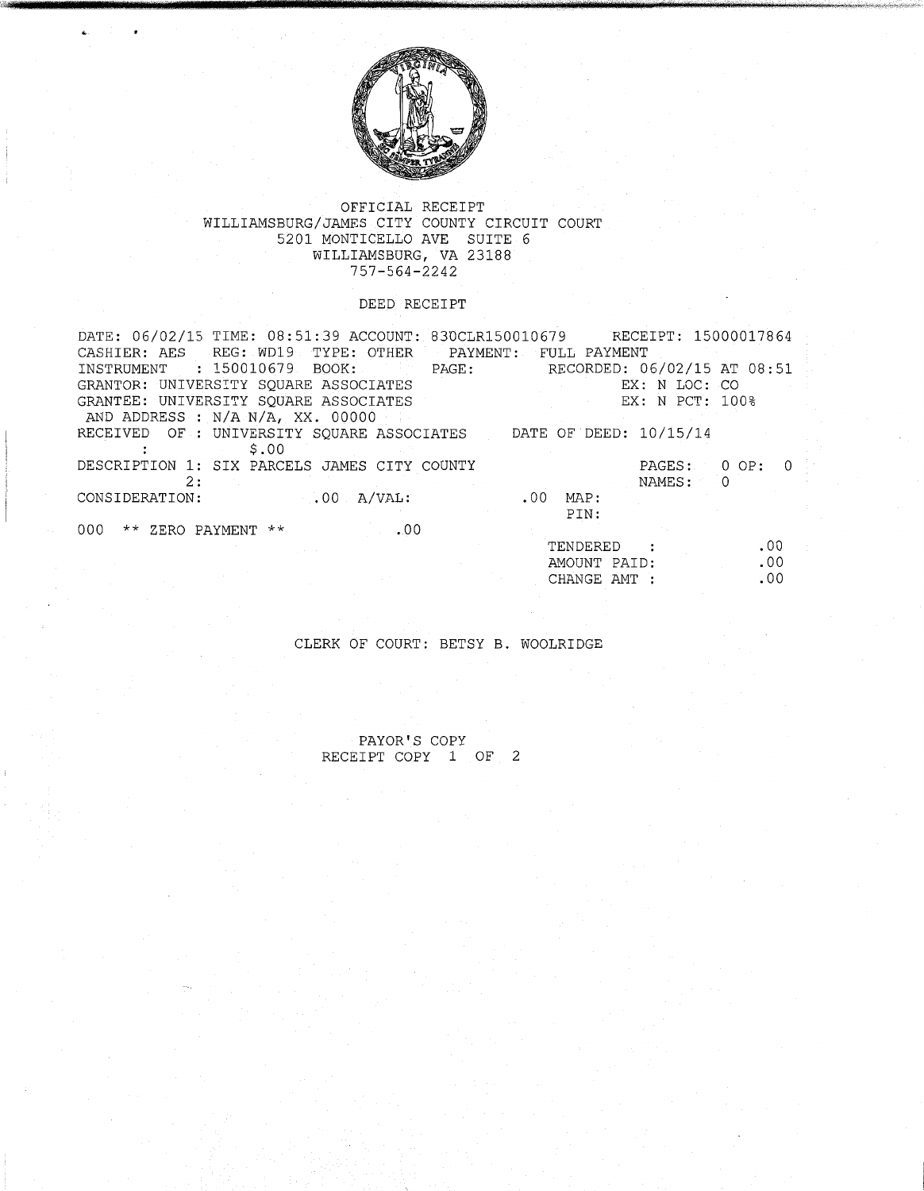OFFICIAL RECEIPT
WILLIAMSBURG/JAMES CITY COUNTY CIRCUIT COURT
5201 MONTICELLO AVE SUITE 6
WILLIAMSBURG, VA 23188
757-564-2242

DEED RECEIPT

```
DATE: 06/02/15 TIME: 08:51:39 ACCOUNT: 830CLR150010679    RECEIPT: 15000017864
CASHIER: AES  REG: WD19  TYPE: OTHER    PAYMENT: FULL PAYMENT
INSTRUMENT  : 150010679  BOOK:          PAGE:       RECORDED: 06/02/15 AT 08:51
GRANTOR: UNIVERSITY SQUARE ASSOCIATES                          EX: N LOC: CO
GRANTEE: UNIVERSITY SQUARE ASSOCIATES                          EX: N PCT: 100%
 AND ADDRESS : N/A N/A, XX. 00000
RECEIVED  OF : UNIVERSITY SQUARE ASSOCIATES       DATE OF DEED: 10/15/14
        :          $.00
DESCRIPTION 1: SIX PARCELS JAMES CITY COUNTY                  PAGES:   0 OP:  0
           2:                                                 NAMES:   0
CONSIDERATION:              .00  A/VAL:               .00  MAP:
                                                           PIN:
000  ** ZERO PAYMENT **              .00
                                                        TENDERED    :          .00
                                                        AMOUNT PAID:           .00
                                                        CHANGE AMT :           .00
```

CLERK OF COURT: BETSY B. WOOLRIDGE

PAYOR'S COPY
RECEIPT COPY 1 OF 2